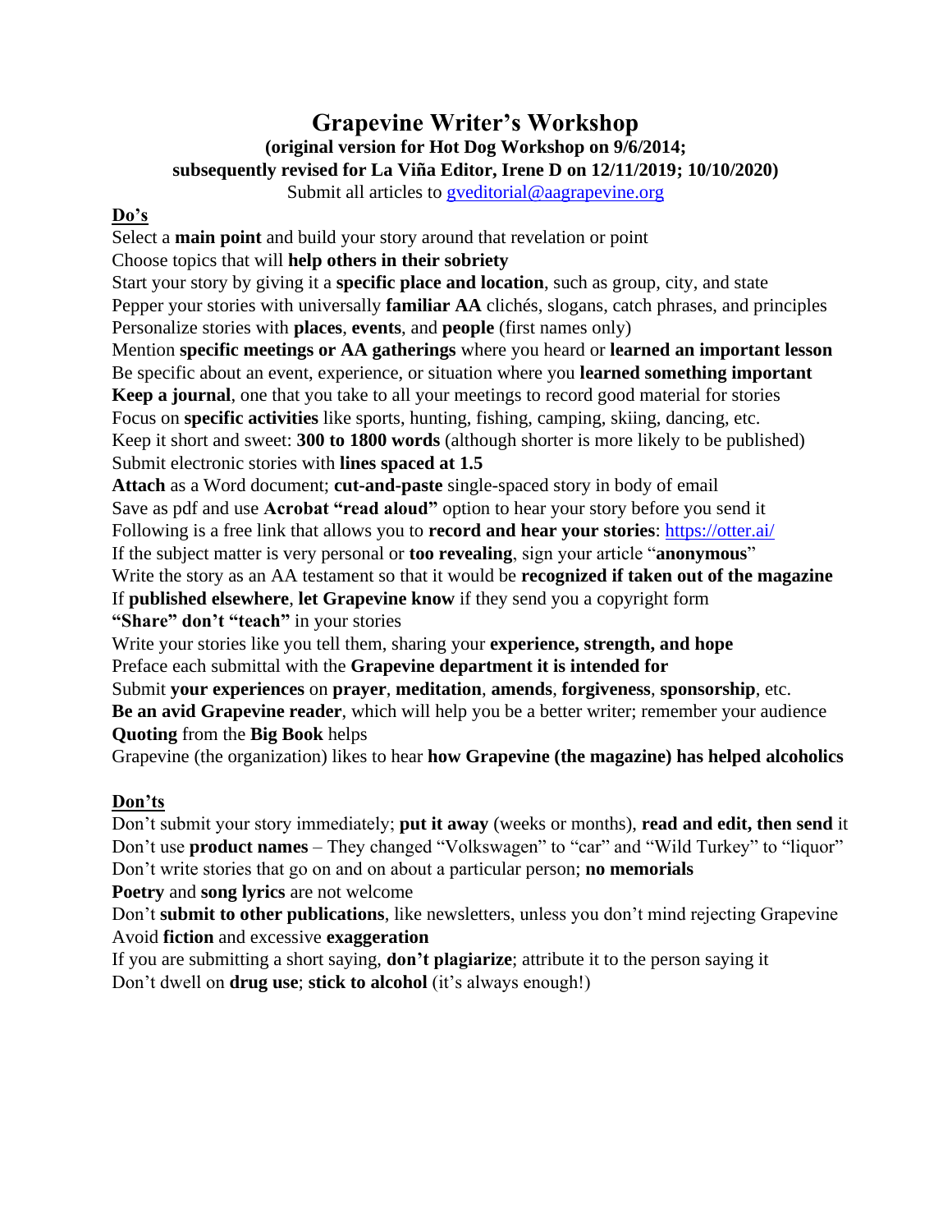# Grapevine Writer's Workshop

**(original version for Hot Dog Workshop on 9/6/2014; subsequently revised for La Viña Editor, Irene D on 12/11/2019; 10/10/2020)**

Submit all articles to gveditorial@aagrapevine.org

## Do's

Select a **main point** and build your story around that revelation or point
Choose topics that will **help others in their sobriety**
Start your story by giving it a **specific place and location**, such as group, city, and state
Pepper your stories with universally **familiar AA** clichés, slogans, catch phrases, and principles
Personalize stories with **places**, **events**, and **people** (first names only)
Mention **specific meetings or AA gatherings** where you heard or **learned an important lesson**
Be specific about an event, experience, or situation where you **learned something important**
**Keep a journal**, one that you take to all your meetings to record good material for stories
Focus on **specific activities** like sports, hunting, fishing, camping, skiing, dancing, etc.
Keep it short and sweet: **300 to 1800 words** (although shorter is more likely to be published)
Submit electronic stories with **lines spaced at 1.5**
**Attach** as a Word document; **cut-and-paste** single-spaced story in body of email
Save as pdf and use **Acrobat "read aloud"** option to hear your story before you send it
Following is a free link that allows you to **record and hear your stories**: https://otter.ai/
If the subject matter is very personal or **too revealing**, sign your article "**anonymous**"
Write the story as an AA testament so that it would be **recognized if taken out of the magazine**
If **published elsewhere**, **let Grapevine know** if they send you a copyright form
**"Share" don't "teach"** in your stories
Write your stories like you tell them, sharing your **experience, strength, and hope**
Preface each submittal with the **Grapevine department it is intended for**
Submit **your experiences** on **prayer**, **meditation**, **amends**, **forgiveness**, **sponsorship**, etc.
**Be an avid Grapevine reader**, which will help you be a better writer; remember your audience
**Quoting** from the **Big Book** helps
Grapevine (the organization) likes to hear **how Grapevine (the magazine) has helped alcoholics**

## Don'ts

Don't submit your story immediately; **put it away** (weeks or months), **read and edit, then send** it
Don't use **product names** – They changed "Volkswagen" to "car" and "Wild Turkey" to "liquor"
Don't write stories that go on and on about a particular person; **no memorials**
**Poetry** and **song lyrics** are not welcome
Don't **submit to other publications**, like newsletters, unless you don't mind rejecting Grapevine
Avoid **fiction** and excessive **exaggeration**
If you are submitting a short saying, **don't plagiarize**; attribute it to the person saying it
Don't dwell on **drug use**; **stick to alcohol** (it's always enough!)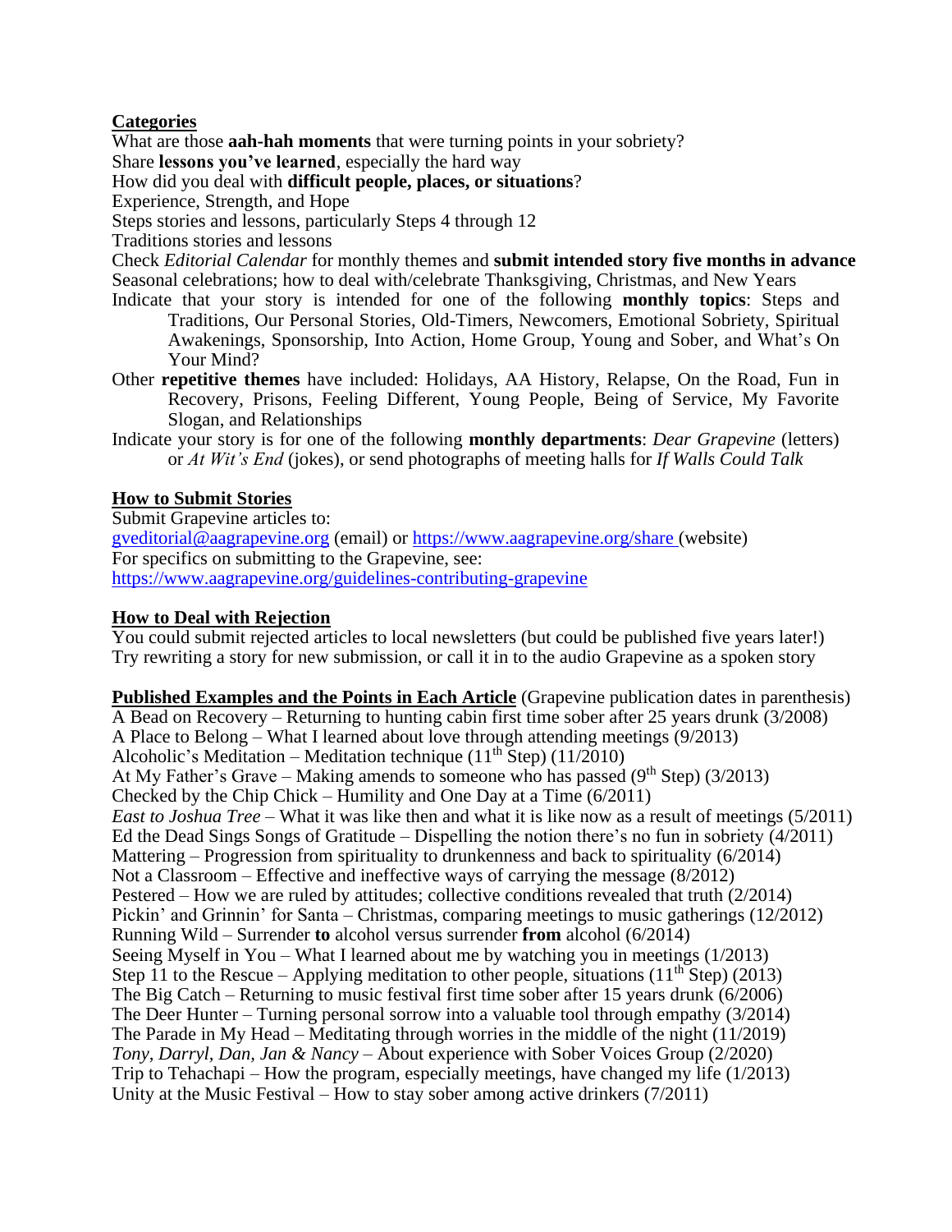**Categories**

What are those **aah-hah moments** that were turning points in your sobriety?
Share **lessons you've learned**, especially the hard way
How did you deal with **difficult people, places, or situations**?
Experience, Strength, and Hope
Steps stories and lessons, particularly Steps 4 through 12
Traditions stories and lessons
Check *Editorial Calendar* for monthly themes and **submit intended story five months in advance**
Seasonal celebrations; how to deal with/celebrate Thanksgiving, Christmas, and New Years
Indicate that your story is intended for one of the following **monthly topics**: Steps and Traditions, Our Personal Stories, Old-Timers, Newcomers, Emotional Sobriety, Spiritual Awakenings, Sponsorship, Into Action, Home Group, Young and Sober, and What's On Your Mind?
Other **repetitive themes** have included: Holidays, AA History, Relapse, On the Road, Fun in Recovery, Prisons, Feeling Different, Young People, Being of Service, My Favorite Slogan, and Relationships
Indicate your story is for one of the following **monthly departments**: *Dear Grapevine* (letters) or *At Wit's End* (jokes), or send photographs of meeting halls for *If Walls Could Talk*

**How to Submit Stories**

Submit Grapevine articles to:
gveditorial@aagrapevine.org (email) or https://www.aagrapevine.org/share (website)
For specifics on submitting to the Grapevine, see:
https://www.aagrapevine.org/guidelines-contributing-grapevine

**How to Deal with Rejection**

You could submit rejected articles to local newsletters (but could be published five years later!)
Try rewriting a story for new submission, or call it in to the audio Grapevine as a spoken story

**Published Examples and the Points in Each Article** (Grapevine publication dates in parenthesis)

A Bead on Recovery – Returning to hunting cabin first time sober after 25 years drunk (3/2008)
A Place to Belong – What I learned about love through attending meetings (9/2013)
Alcoholic's Meditation – Meditation technique (11th Step) (11/2010)
At My Father's Grave – Making amends to someone who has passed (9th Step) (3/2013)
Checked by the Chip Chick – Humility and One Day at a Time (6/2011)
*East to Joshua Tree* – What it was like then and what it is like now as a result of meetings (5/2011)
Ed the Dead Sings Songs of Gratitude – Dispelling the notion there's no fun in sobriety (4/2011)
Mattering – Progression from spirituality to drunkenness and back to spirituality (6/2014)
Not a Classroom – Effective and ineffective ways of carrying the message (8/2012)
Pestered – How we are ruled by attitudes; collective conditions revealed that truth (2/2014)
Pickin' and Grinnin' for Santa – Christmas, comparing meetings to music gatherings (12/2012)
Running Wild – Surrender **to** alcohol versus surrender **from** alcohol (6/2014)
Seeing Myself in You – What I learned about me by watching you in meetings (1/2013)
Step 11 to the Rescue – Applying meditation to other people, situations (11th Step) (2013)
The Big Catch – Returning to music festival first time sober after 15 years drunk (6/2006)
The Deer Hunter – Turning personal sorrow into a valuable tool through empathy (3/2014)
The Parade in My Head – Meditating through worries in the middle of the night (11/2019)
*Tony, Darryl, Dan, Jan & Nancy* – About experience with Sober Voices Group (2/2020)
Trip to Tehachapi – How the program, especially meetings, have changed my life (1/2013)
Unity at the Music Festival – How to stay sober among active drinkers (7/2011)